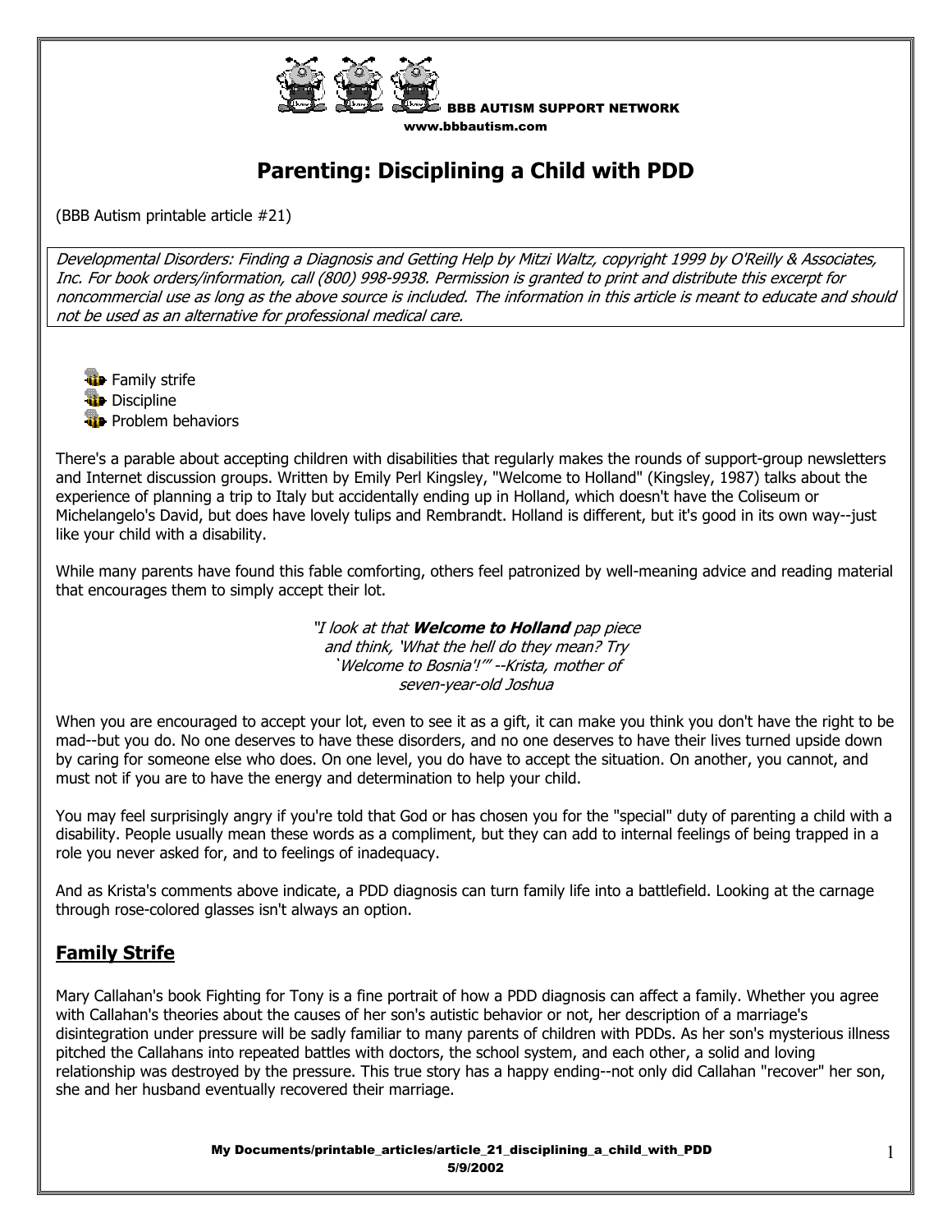BBB AUTISM SUPPORT NETWORK
www.bbbautism.com

# Parenting: Disciplining a Child with PDD

(BBB Autism printable article #21)

*Developmental Disorders: Finding a Diagnosis and Getting Help by Mitzi Waltz, copyright 1999 by O'Reilly & Associates, Inc. For book orders/information, call (800) 998-9938. Permission is granted to print and distribute this excerpt for noncommercial use as long as the above source is included. The information in this article is meant to educate and should not be used as an alternative for professional medical care.*

- Family strife
- Discipline
- Problem behaviors

There's a parable about accepting children with disabilities that regularly makes the rounds of support-group newsletters and Internet discussion groups. Written by Emily Perl Kingsley, "Welcome to Holland" (Kingsley, 1987) talks about the experience of planning a trip to Italy but accidentally ending up in Holland, which doesn't have the Coliseum or Michelangelo's David, but does have lovely tulips and Rembrandt. Holland is different, but it's good in its own way--just like your child with a disability.

While many parents have found this fable comforting, others feel patronized by well-meaning advice and reading material that encourages them to simply accept their lot.

> *"I look at that **Welcome to Holland** pap piece and think, 'What the hell do they mean? Try `Welcome to Bosnia'!'" --Krista, mother of seven-year-old Joshua*

When you are encouraged to accept your lot, even to see it as a gift, it can make you think you don't have the right to be mad--but you do. No one deserves to have these disorders, and no one deserves to have their lives turned upside down by caring for someone else who does. On one level, you do have to accept the situation. On another, you cannot, and must not if you are to have the energy and determination to help your child.

You may feel surprisingly angry if you're told that God or has chosen you for the "special" duty of parenting a child with a disability. People usually mean these words as a compliment, but they can add to internal feelings of being trapped in a role you never asked for, and to feelings of inadequacy.

And as Krista's comments above indicate, a PDD diagnosis can turn family life into a battlefield. Looking at the carnage through rose-colored glasses isn't always an option.

## Family Strife

Mary Callahan's book Fighting for Tony is a fine portrait of how a PDD diagnosis can affect a family. Whether you agree with Callahan's theories about the causes of her son's autistic behavior or not, her description of a marriage's disintegration under pressure will be sadly familiar to many parents of children with PDDs. As her son's mysterious illness pitched the Callahans into repeated battles with doctors, the school system, and each other, a solid and loving relationship was destroyed by the pressure. This true story has a happy ending--not only did Callahan "recover" her son, she and her husband eventually recovered their marriage.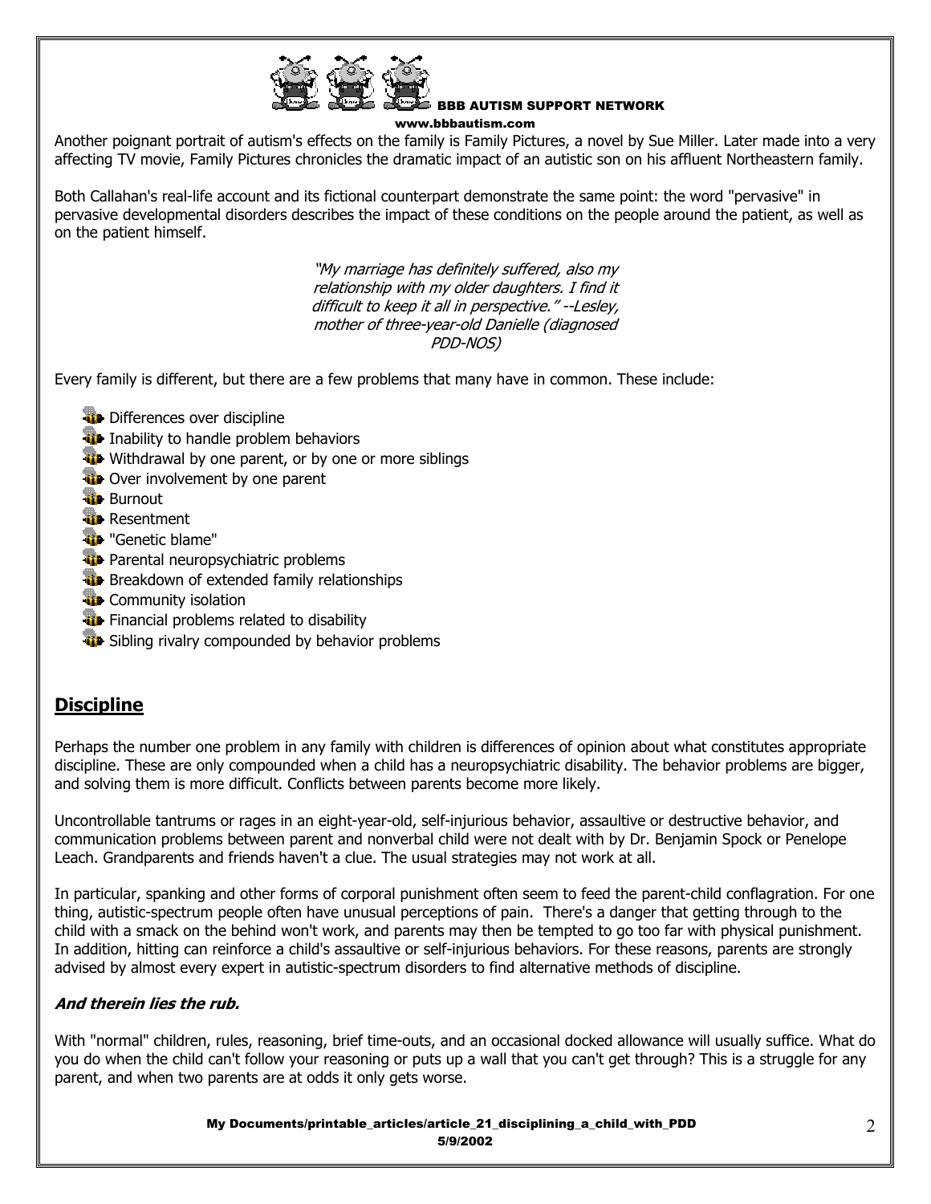Another poignant portrait of autism's effects on the family is Family Pictures, a novel by Sue Miller. Later made into a very affecting TV movie, Family Pictures chronicles the dramatic impact of an autistic son on his affluent Northeastern family.

Both Callahan's real-life account and its fictional counterpart demonstrate the same point: the word "pervasive" in pervasive developmental disorders describes the impact of these conditions on the people around the patient, as well as on the patient himself.

> *"My marriage has definitely suffered, also my relationship with my older daughters. I find it difficult to keep it all in perspective." --Lesley, mother of three-year-old Danielle (diagnosed PDD-NOS)*

Every family is different, but there are a few problems that many have in common. These include:

- Differences over discipline
- Inability to handle problem behaviors
- Withdrawal by one parent, or by one or more siblings
- Over involvement by one parent
- Burnout
- Resentment
- "Genetic blame"
- Parental neuropsychiatric problems
- Breakdown of extended family relationships
- Community isolation
- Financial problems related to disability
- Sibling rivalry compounded by behavior problems

## Discipline

Perhaps the number one problem in any family with children is differences of opinion about what constitutes appropriate discipline. These are only compounded when a child has a neuropsychiatric disability. The behavior problems are bigger, and solving them is more difficult. Conflicts between parents become more likely.

Uncontrollable tantrums or rages in an eight-year-old, self-injurious behavior, assaultive or destructive behavior, and communication problems between parent and nonverbal child were not dealt with by Dr. Benjamin Spock or Penelope Leach. Grandparents and friends haven't a clue. The usual strategies may not work at all.

In particular, spanking and other forms of corporal punishment often seem to feed the parent-child conflagration. For one thing, autistic-spectrum people often have unusual perceptions of pain. There's a danger that getting through to the child with a smack on the behind won't work, and parents may then be tempted to go too far with physical punishment. In addition, hitting can reinforce a child's assaultive or self-injurious behaviors. For these reasons, parents are strongly advised by almost every expert in autistic-spectrum disorders to find alternative methods of discipline.

***And therein lies the rub.***

With "normal" children, rules, reasoning, brief time-outs, and an occasional docked allowance will usually suffice. What do you do when the child can't follow your reasoning or puts up a wall that you can't get through? This is a struggle for any parent, and when two parents are at odds it only gets worse.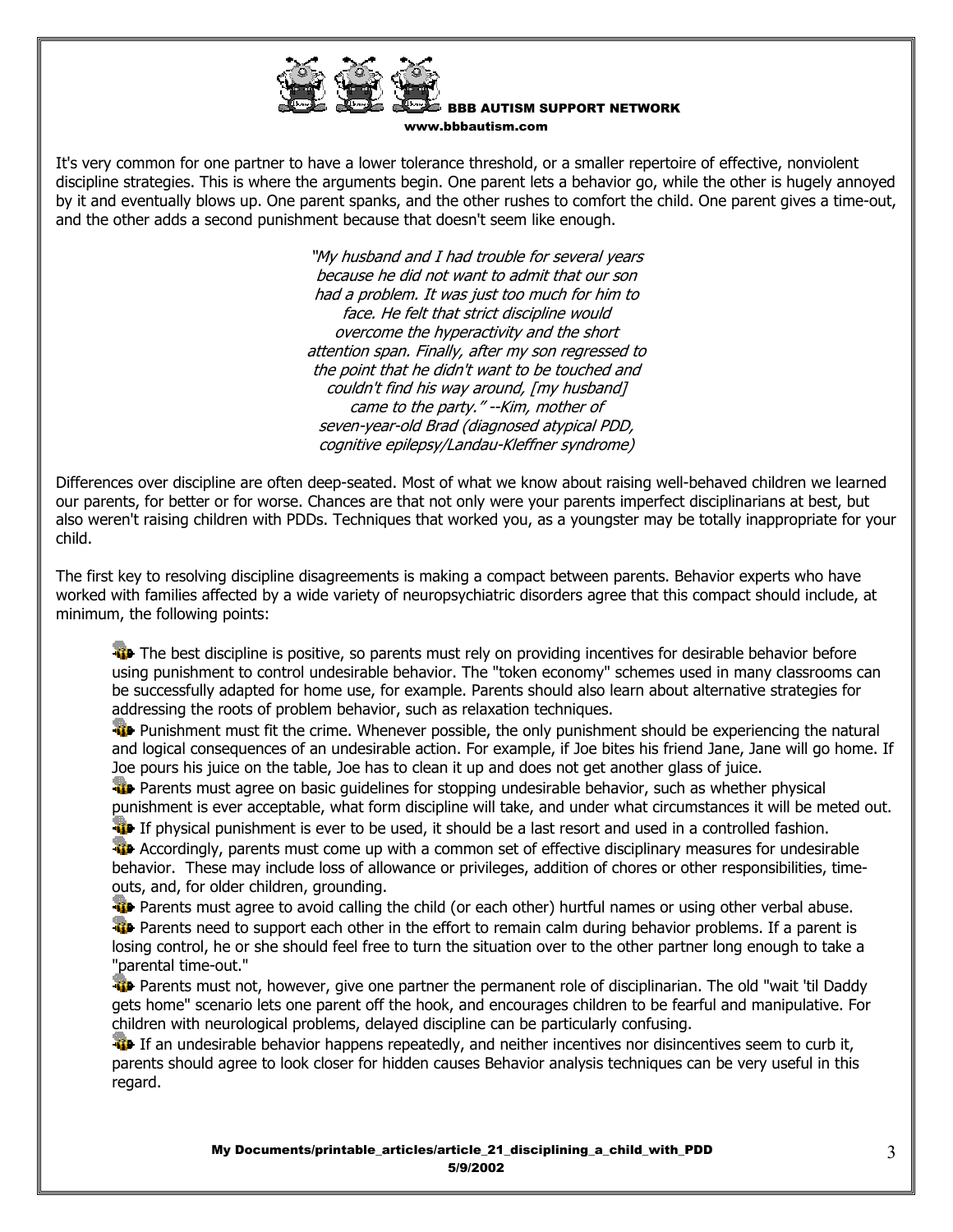It's very common for one partner to have a lower tolerance threshold, or a smaller repertoire of effective, nonviolent discipline strategies. This is where the arguments begin. One parent lets a behavior go, while the other is hugely annoyed by it and eventually blows up. One parent spanks, and the other rushes to comfort the child. One parent gives a time-out, and the other adds a second punishment because that doesn't seem like enough.

> *"My husband and I had trouble for several years because he did not want to admit that our son had a problem. It was just too much for him to face. He felt that strict discipline would overcome the hyperactivity and the short attention span. Finally, after my son regressed to the point that he didn't want to be touched and couldn't find his way around, [my husband] came to the party." --Kim, mother of seven-year-old Brad (diagnosed atypical PDD, cognitive epilepsy/Landau-Kleffner syndrome)*

Differences over discipline are often deep-seated. Most of what we know about raising well-behaved children we learned our parents, for better or for worse. Chances are that not only were your parents imperfect disciplinarians at best, but also weren't raising children with PDDs. Techniques that worked you, as a youngster may be totally inappropriate for your child.

The first key to resolving discipline disagreements is making a compact between parents. Behavior experts who have worked with families affected by a wide variety of neuropsychiatric disorders agree that this compact should include, at minimum, the following points:

- The best discipline is positive, so parents must rely on providing incentives for desirable behavior before using punishment to control undesirable behavior. The "token economy" schemes used in many classrooms can be successfully adapted for home use, for example. Parents should also learn about alternative strategies for addressing the roots of problem behavior, such as relaxation techniques.
- Punishment must fit the crime. Whenever possible, the only punishment should be experiencing the natural and logical consequences of an undesirable action. For example, if Joe bites his friend Jane, Jane will go home. If Joe pours his juice on the table, Joe has to clean it up and does not get another glass of juice.
- Parents must agree on basic guidelines for stopping undesirable behavior, such as whether physical punishment is ever acceptable, what form discipline will take, and under what circumstances it will be meted out.
- If physical punishment is ever to be used, it should be a last resort and used in a controlled fashion.
- Accordingly, parents must come up with a common set of effective disciplinary measures for undesirable behavior. These may include loss of allowance or privileges, addition of chores or other responsibilities, time-outs, and, for older children, grounding.
- Parents must agree to avoid calling the child (or each other) hurtful names or using other verbal abuse.
- Parents need to support each other in the effort to remain calm during behavior problems. If a parent is losing control, he or she should feel free to turn the situation over to the other partner long enough to take a "parental time-out."
- Parents must not, however, give one partner the permanent role of disciplinarian. The old "wait 'til Daddy gets home" scenario lets one parent off the hook, and encourages children to be fearful and manipulative. For children with neurological problems, delayed discipline can be particularly confusing.
- If an undesirable behavior happens repeatedly, and neither incentives nor disincentives seem to curb it, parents should agree to look closer for hidden causes Behavior analysis techniques can be very useful in this regard.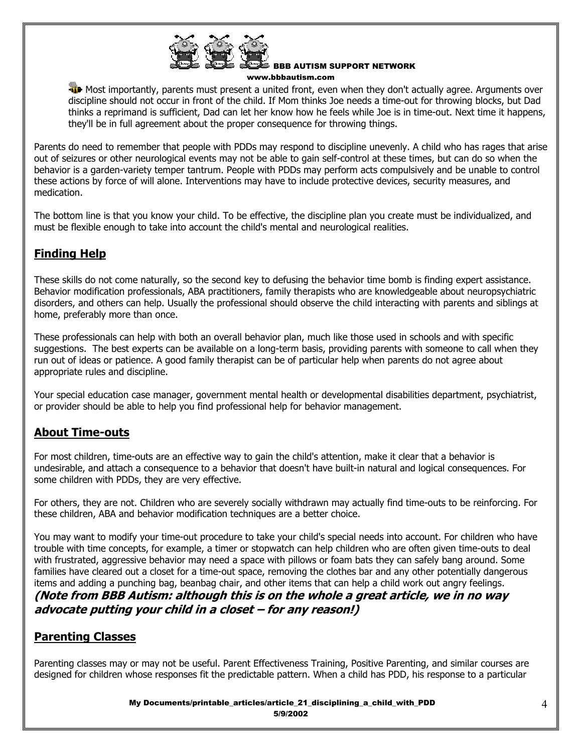Most importantly, parents must present a united front, even when they don't actually agree. Arguments over discipline should not occur in front of the child. If Mom thinks Joe needs a time-out for throwing blocks, but Dad thinks a reprimand is sufficient, Dad can let her know how he feels while Joe is in time-out. Next time it happens, they'll be in full agreement about the proper consequence for throwing things.

Parents do need to remember that people with PDDs may respond to discipline unevenly. A child who has rages that arise out of seizures or other neurological events may not be able to gain self-control at these times, but can do so when the behavior is a garden-variety temper tantrum. People with PDDs may perform acts compulsively and be unable to control these actions by force of will alone. Interventions may have to include protective devices, security measures, and medication.

The bottom line is that you know your child. To be effective, the discipline plan you create must be individualized, and must be flexible enough to take into account the child's mental and neurological realities.

## Finding Help

These skills do not come naturally, so the second key to defusing the behavior time bomb is finding expert assistance. Behavior modification professionals, ABA practitioners, family therapists who are knowledgeable about neuropsychiatric disorders, and others can help. Usually the professional should observe the child interacting with parents and siblings at home, preferably more than once.

These professionals can help with both an overall behavior plan, much like those used in schools and with specific suggestions. The best experts can be available on a long-term basis, providing parents with someone to call when they run out of ideas or patience. A good family therapist can be of particular help when parents do not agree about appropriate rules and discipline.

Your special education case manager, government mental health or developmental disabilities department, psychiatrist, or provider should be able to help you find professional help for behavior management.

## About Time-outs

For most children, time-outs are an effective way to gain the child's attention, make it clear that a behavior is undesirable, and attach a consequence to a behavior that doesn't have built-in natural and logical consequences. For some children with PDDs, they are very effective.

For others, they are not. Children who are severely socially withdrawn may actually find time-outs to be reinforcing. For these children, ABA and behavior modification techniques are a better choice.

You may want to modify your time-out procedure to take your child's special needs into account. For children who have trouble with time concepts, for example, a timer or stopwatch can help children who are often given time-outs to deal with frustrated, aggressive behavior may need a space with pillows or foam bats they can safely bang around. Some families have cleared out a closet for a time-out space, removing the clothes bar and any other potentially dangerous items and adding a punching bag, beanbag chair, and other items that can help a child work out angry feelings.
***(Note from BBB Autism: although this is on the whole a great article, we in no way advocate putting your child in a closet – for any reason!)***

## Parenting Classes

Parenting classes may or may not be useful. Parent Effectiveness Training, Positive Parenting, and similar courses are designed for children whose responses fit the predictable pattern. When a child has PDD, his response to a particular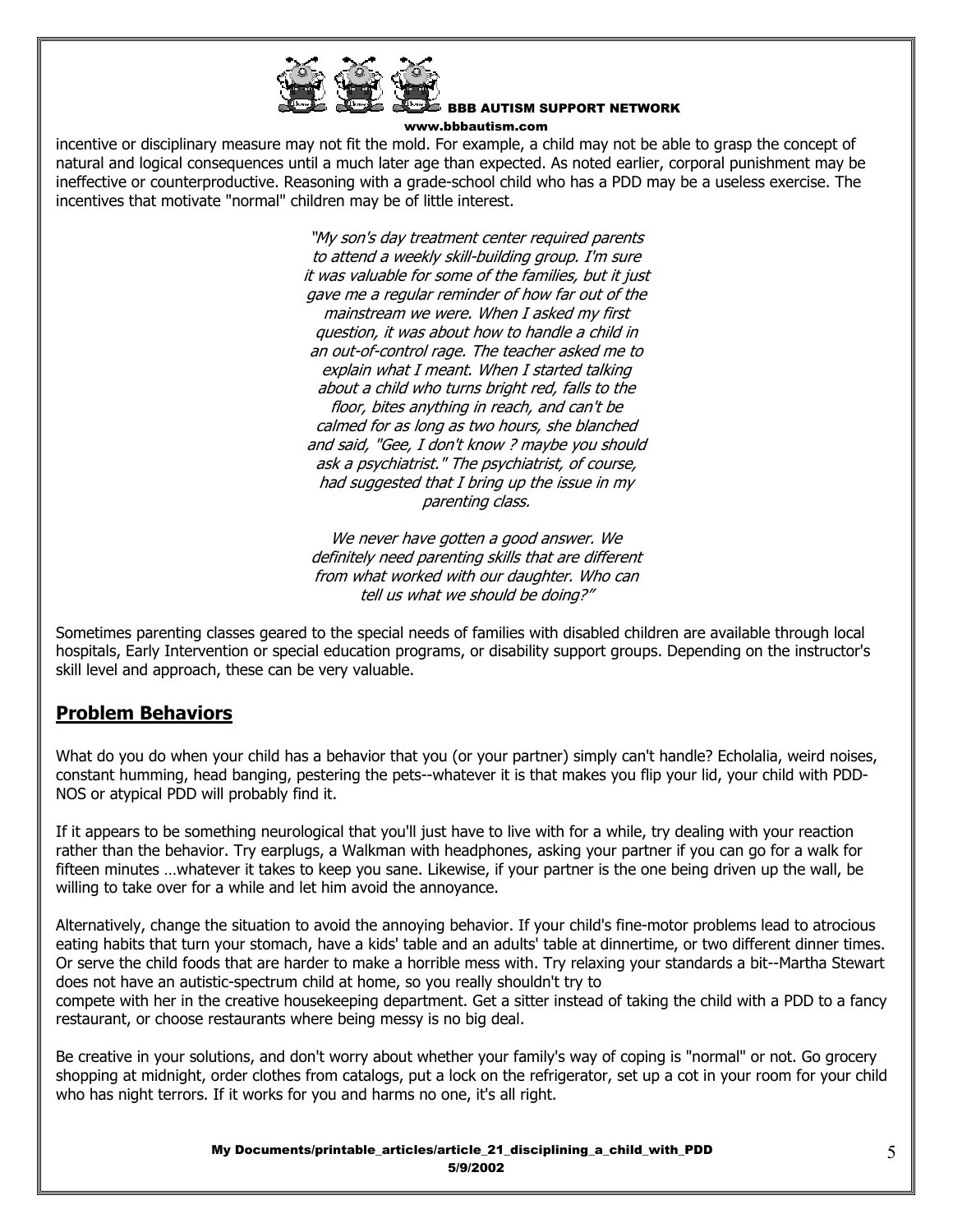incentive or disciplinary measure may not fit the mold. For example, a child may not be able to grasp the concept of natural and logical consequences until a much later age than expected. As noted earlier, corporal punishment may be ineffective or counterproductive. Reasoning with a grade-school child who has a PDD may be a useless exercise. The incentives that motivate "normal" children may be of little interest.

> *"My son's day treatment center required parents to attend a weekly skill-building group. I'm sure it was valuable for some of the families, but it just gave me a regular reminder of how far out of the mainstream we were. When I asked my first question, it was about how to handle a child in an out-of-control rage. The teacher asked me to explain what I meant. When I started talking about a child who turns bright red, falls to the floor, bites anything in reach, and can't be calmed for as long as two hours, she blanched and said, "Gee, I don't know ? maybe you should ask a psychiatrist." The psychiatrist, of course, had suggested that I bring up the issue in my parenting class.*
>
> *We never have gotten a good answer. We definitely need parenting skills that are different from what worked with our daughter. Who can tell us what we should be doing?"*

Sometimes parenting classes geared to the special needs of families with disabled children are available through local hospitals, Early Intervention or special education programs, or disability support groups. Depending on the instructor's skill level and approach, these can be very valuable.

## Problem Behaviors

What do you do when your child has a behavior that you (or your partner) simply can't handle? Echolalia, weird noises, constant humming, head banging, pestering the pets--whatever it is that makes you flip your lid, your child with PDD-NOS or atypical PDD will probably find it.

If it appears to be something neurological that you'll just have to live with for a while, try dealing with your reaction rather than the behavior. Try earplugs, a Walkman with headphones, asking your partner if you can go for a walk for fifteen minutes …whatever it takes to keep you sane. Likewise, if your partner is the one being driven up the wall, be willing to take over for a while and let him avoid the annoyance.

Alternatively, change the situation to avoid the annoying behavior. If your child's fine-motor problems lead to atrocious eating habits that turn your stomach, have a kids' table and an adults' table at dinnertime, or two different dinner times. Or serve the child foods that are harder to make a horrible mess with. Try relaxing your standards a bit--Martha Stewart does not have an autistic-spectrum child at home, so you really shouldn't try to compete with her in the creative housekeeping department. Get a sitter instead of taking the child with a PDD to a fancy restaurant, or choose restaurants where being messy is no big deal.

Be creative in your solutions, and don't worry about whether your family's way of coping is "normal" or not. Go grocery shopping at midnight, order clothes from catalogs, put a lock on the refrigerator, set up a cot in your room for your child who has night terrors. If it works for you and harms no one, it's all right.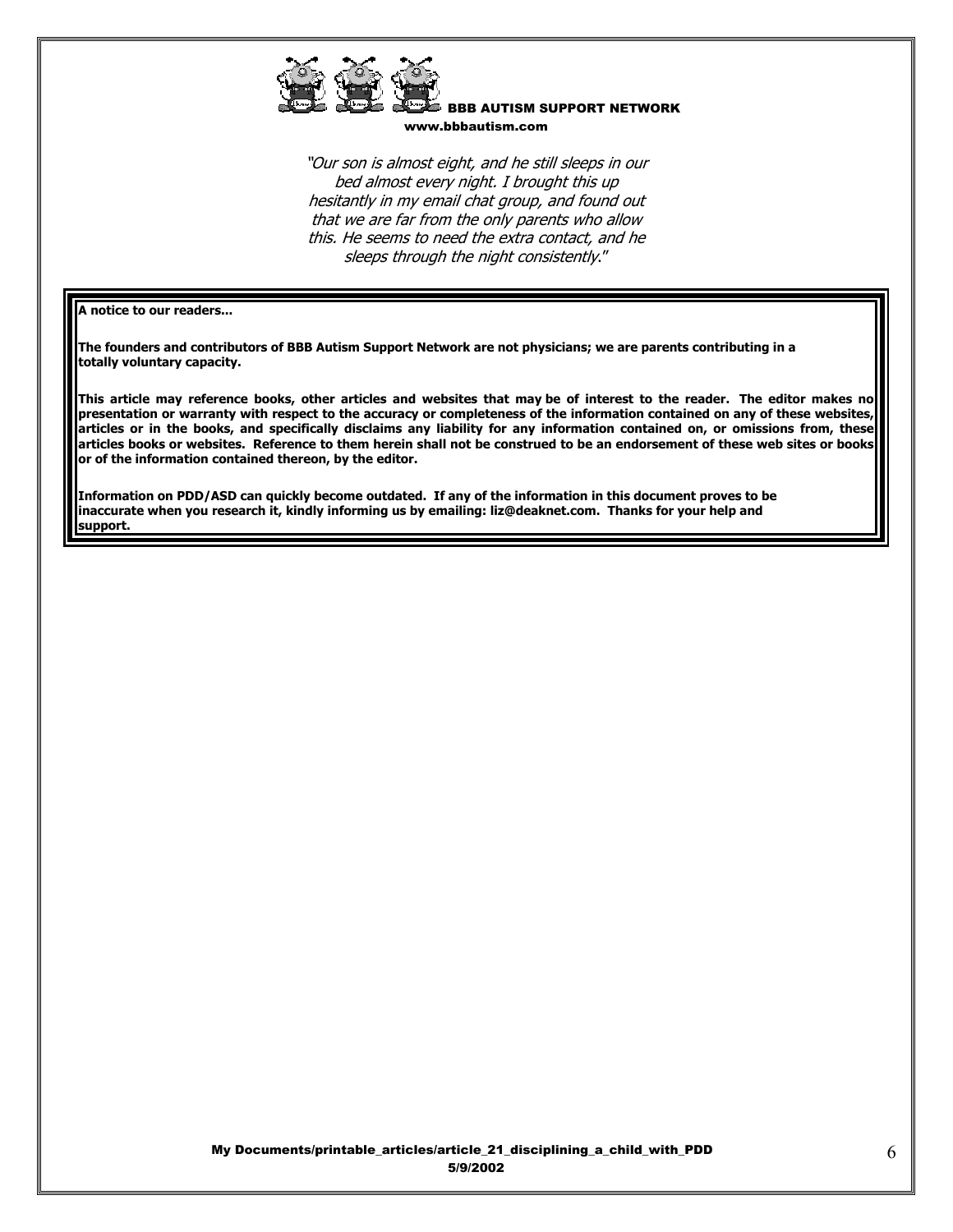BBB AUTISM SUPPORT NETWORK
www.bbbautism.com

*"Our son is almost eight, and he still sleeps in our bed almost every night. I brought this up hesitantly in my email chat group, and found out that we are far from the only parents who allow this. He seems to need the extra contact, and he sleeps through the night consistently."*

**A notice to our readers...**

**The founders and contributors of BBB Autism Support Network are not physicians; we are parents contributing in a totally voluntary capacity.**

**This article may reference books, other articles and websites that may be of interest to the reader. The editor makes no presentation or warranty with respect to the accuracy or completeness of the information contained on any of these websites, articles or in the books, and specifically disclaims any liability for any information contained on, or omissions from, these articles books or websites. Reference to them herein shall not be construed to be an endorsement of these web sites or books or of the information contained thereon, by the editor.**

**Information on PDD/ASD can quickly become outdated. If any of the information in this document proves to be inaccurate when you research it, kindly informing us by emailing: liz@deaknet.com. Thanks for your help and support.**